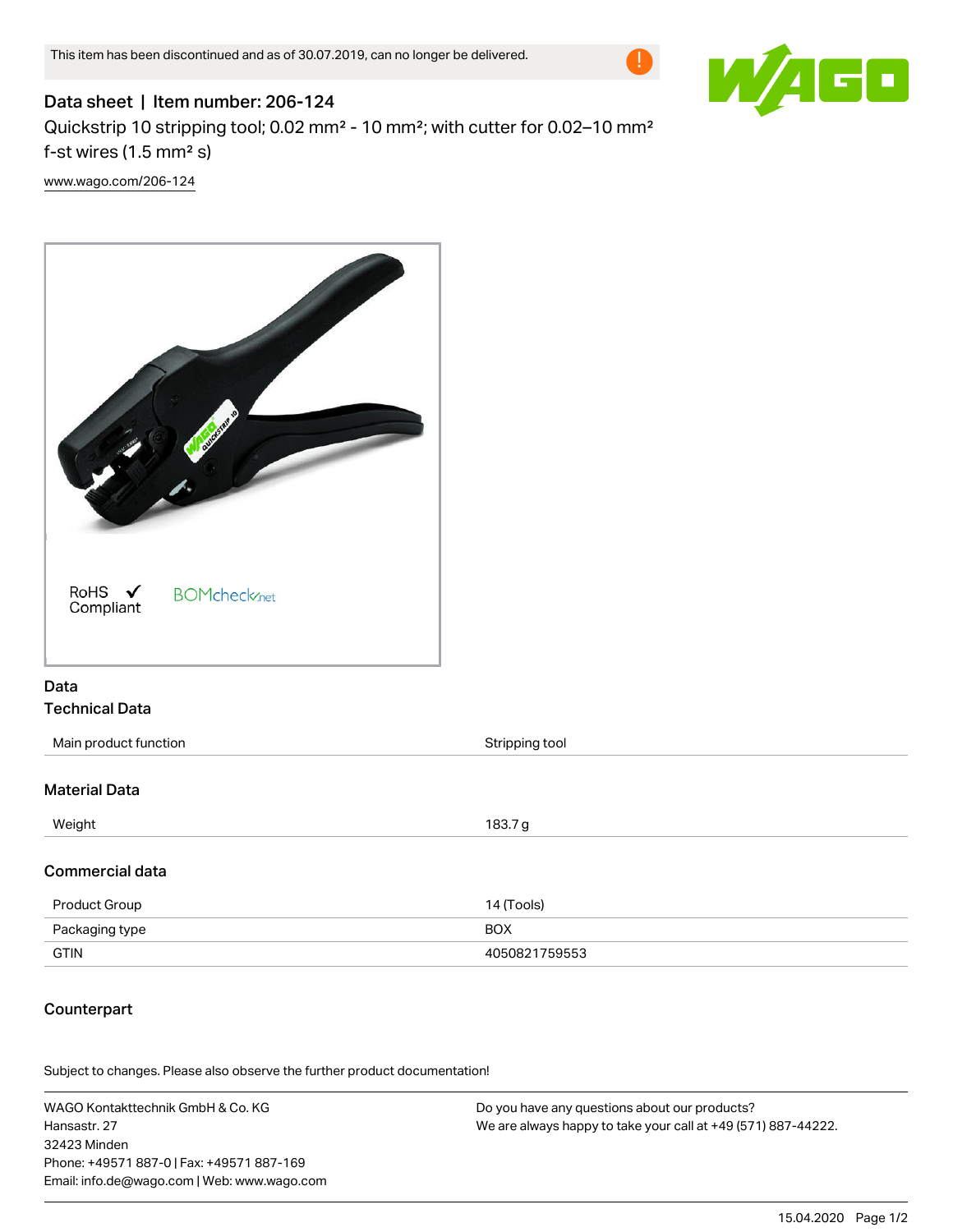This item has been discontinued and as of 30.07.2019, can no longer be delivered.

# Data sheet | Item number: 206-124

Quickstrip 10 stripping tool; 0.02 mm² - 10 mm²; with cutter for 0.02–10 mm² f-st wires (1.5 mm² s)

www.wago.com/206-124

RoHS Compliant

## Data

### Technical Data

| | |
|---|---|
| Main product function | Stripping tool |

### Material Data

| | |
|---|---|
| Weight | 183.7 g |

### Commercial data

| | |
|---|---|
| Product Group | 14 (Tools) |
| Packaging type | BOX |
| GTIN | 4050821759553 |

### Counterpart

Subject to changes. Please also observe the further product documentation!

WAGO Kontakttechnik GmbH & Co. KG
Hansastr. 27
32423 Minden
Phone: +49571 887-0 | Fax: +49571 887-169
Email: info.de@wago.com | Web: www.wago.com

Do you have any questions about our products?
We are always happy to take your call at +49 (571) 887-44222.

15.04.2020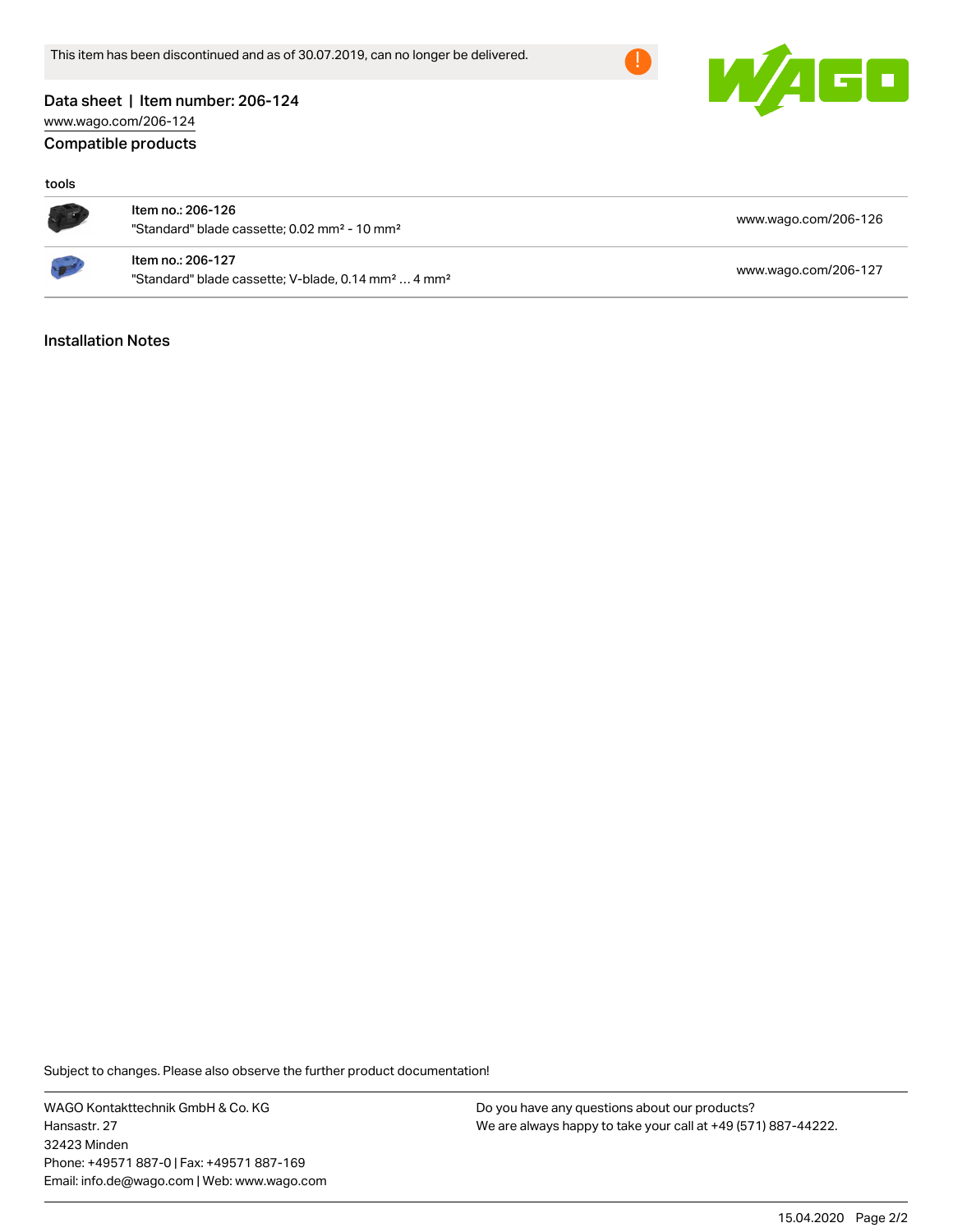This item has been discontinued and as of 30.07.2019, can no longer be delivered.

Data sheet | Item number: 206-124

www.wago.com/206-124

## Compatible products

tools

| | | |
|---|---|---|
| | Item no.: 206-126<br>"Standard" blade cassette; 0.02 mm² - 10 mm² | www.wago.com/206-126 |
| | Item no.: 206-127<br>"Standard" blade cassette; V-blade, 0.14 mm² … 4 mm² | www.wago.com/206-127 |

## Installation Notes

Subject to changes. Please also observe the further product documentation!

WAGO Kontakttechnik GmbH & Co. KG
Hansastr. 27
32423 Minden
Phone: +49571 887-0 | Fax: +49571 887-169
Email: info.de@wago.com | Web: www.wago.com

Do you have any questions about our products?
We are always happy to take your call at +49 (571) 887-44222.

15.04.2020